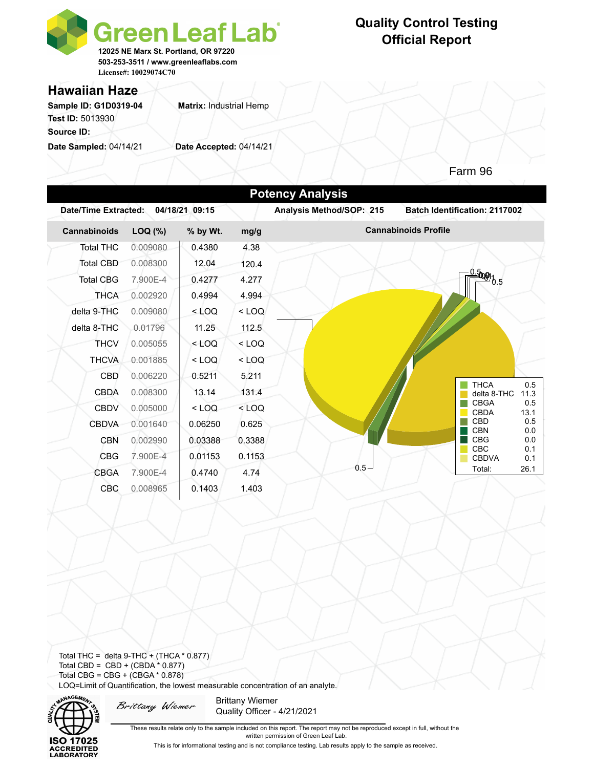# Green Leaf Lab

12025 NE Marx St. Portland, OR 97220
503-253-3511 / www.greenleaflabs.com
License#: 10029074C70

## Quality Control Testing Official Report

### Hawaiian Haze

**Sample ID:** G1D0319-04 **Matrix:** Industrial Hemp
**Test ID:** 5013930
**Source ID:**
**Date Sampled:** 04/14/21 **Date Accepted:** 04/14/21

Farm 96

## Potency Analysis

**Date/Time Extracted:** 04/18/21 09:15 **Analysis Method/SOP:** 215 **Batch Identification:** 2117002

| Cannabinoids | LOQ (%) | % by Wt. | mg/g |
|---|---|---|---|
| Total THC | 0.009080 | 0.4380 | 4.38 |
| Total CBD | 0.008300 | 12.04 | 120.4 |
| Total CBG | 7.900E-4 | 0.4277 | 4.277 |
| THCA | 0.002920 | 0.4994 | 4.994 |
| delta 9-THC | 0.009080 | < LOQ | < LOQ |
| delta 8-THC | 0.01796 | 11.25 | 112.5 |
| THCV | 0.005055 | < LOQ | < LOQ |
| THCVA | 0.001885 | < LOQ | < LOQ |
| CBD | 0.006220 | 0.5211 | 5.211 |
| CBDA | 0.008300 | 13.14 | 131.4 |
| CBDV | 0.005000 | < LOQ | < LOQ |
| CBDVA | 0.001640 | 0.06250 | 0.625 |
| CBN | 0.002990 | 0.03388 | 0.3388 |
| CBG | 7.900E-4 | 0.01153 | 0.1153 |
| CBGA | 7.900E-4 | 0.4740 | 4.74 |
| CBC | 0.008965 | 0.1403 | 1.403 |

**Cannabinoids Profile**

| Cannabinoid | % |
|---|---|
| THCA | 0.5 |
| delta 8-THC | 11.3 |
| CBGA | 0.5 |
| CBDA | 13.1 |
| CBD | 0.5 |
| CBN | 0.0 |
| CBG | 0.0 |
| CBC | 0.1 |
| CBDVA | 0.1 |
| Total: | 26.1 |

Total THC = delta 9-THC + (THCA * 0.877)
Total CBD = CBD + (CBDA * 0.877)
Total CBG = CBG + (CBGA * 0.878)
LOQ=Limit of Quantification, the lowest measurable concentration of an analyte.

ISO 17025 ACCREDITED LABORATORY

*Brittany Wiemer*
Brittany Wiemer
Quality Officer - 4/21/2021

These results relate only to the sample included on this report. The report may not be reproduced except in full, without the written permission of Green Leaf Lab.

This is for informational testing and is not compliance testing. Lab results apply to the sample as received.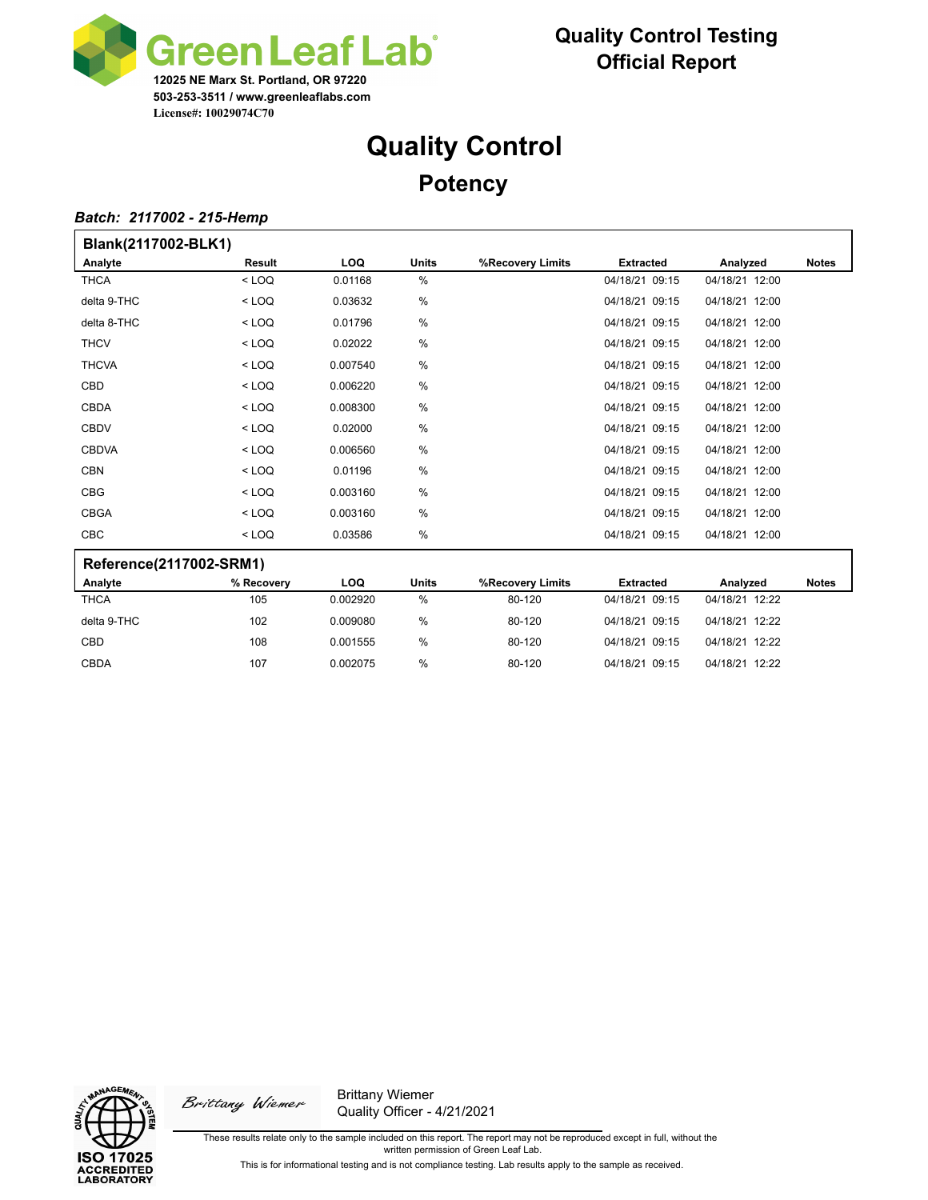**Green Leaf Lab**
12025 NE Marx St. Portland, OR 97220
503-253-3511 / www.greenleaflabs.com
License#: 10029074C70

**Quality Control Testing**
**Official Report**

# Quality Control

## Potency

***Batch: 2117002 - 215-Hemp***

**Blank(2117002-BLK1)**

| Analyte | Result | LOQ | Units | %Recovery Limits | Extracted | Analyzed | Notes |
|---|---|---|---|---|---|---|---|
| THCA | < LOQ | 0.01168 | % | | 04/18/21 09:15 | 04/18/21 12:00 | |
| delta 9-THC | < LOQ | 0.03632 | % | | 04/18/21 09:15 | 04/18/21 12:00 | |
| delta 8-THC | < LOQ | 0.01796 | % | | 04/18/21 09:15 | 04/18/21 12:00 | |
| THCV | < LOQ | 0.02022 | % | | 04/18/21 09:15 | 04/18/21 12:00 | |
| THCVA | < LOQ | 0.007540 | % | | 04/18/21 09:15 | 04/18/21 12:00 | |
| CBD | < LOQ | 0.006220 | % | | 04/18/21 09:15 | 04/18/21 12:00 | |
| CBDA | < LOQ | 0.008300 | % | | 04/18/21 09:15 | 04/18/21 12:00 | |
| CBDV | < LOQ | 0.02000 | % | | 04/18/21 09:15 | 04/18/21 12:00 | |
| CBDVA | < LOQ | 0.006560 | % | | 04/18/21 09:15 | 04/18/21 12:00 | |
| CBN | < LOQ | 0.01196 | % | | 04/18/21 09:15 | 04/18/21 12:00 | |
| CBG | < LOQ | 0.003160 | % | | 04/18/21 09:15 | 04/18/21 12:00 | |
| CBGA | < LOQ | 0.003160 | % | | 04/18/21 09:15 | 04/18/21 12:00 | |
| CBC | < LOQ | 0.03586 | % | | 04/18/21 09:15 | 04/18/21 12:00 | |

**Reference(2117002-SRM1)**

| Analyte | % Recovery | LOQ | Units | %Recovery Limits | Extracted | Analyzed | Notes |
|---|---|---|---|---|---|---|---|
| THCA | 105 | 0.002920 | % | 80-120 | 04/18/21 09:15 | 04/18/21 12:22 | |
| delta 9-THC | 102 | 0.009080 | % | 80-120 | 04/18/21 09:15 | 04/18/21 12:22 | |
| CBD | 108 | 0.001555 | % | 80-120 | 04/18/21 09:15 | 04/18/21 12:22 | |
| CBDA | 107 | 0.002075 | % | 80-120 | 04/18/21 09:15 | 04/18/21 12:22 | |

ISO 17025 ACCREDITED LABORATORY

Brittany Wiemer
Quality Officer - 4/21/2021

These results relate only to the sample included on this report. The report may not be reproduced except in full, without the written permission of Green Leaf Lab.

This is for informational testing and is not compliance testing. Lab results apply to the sample as received.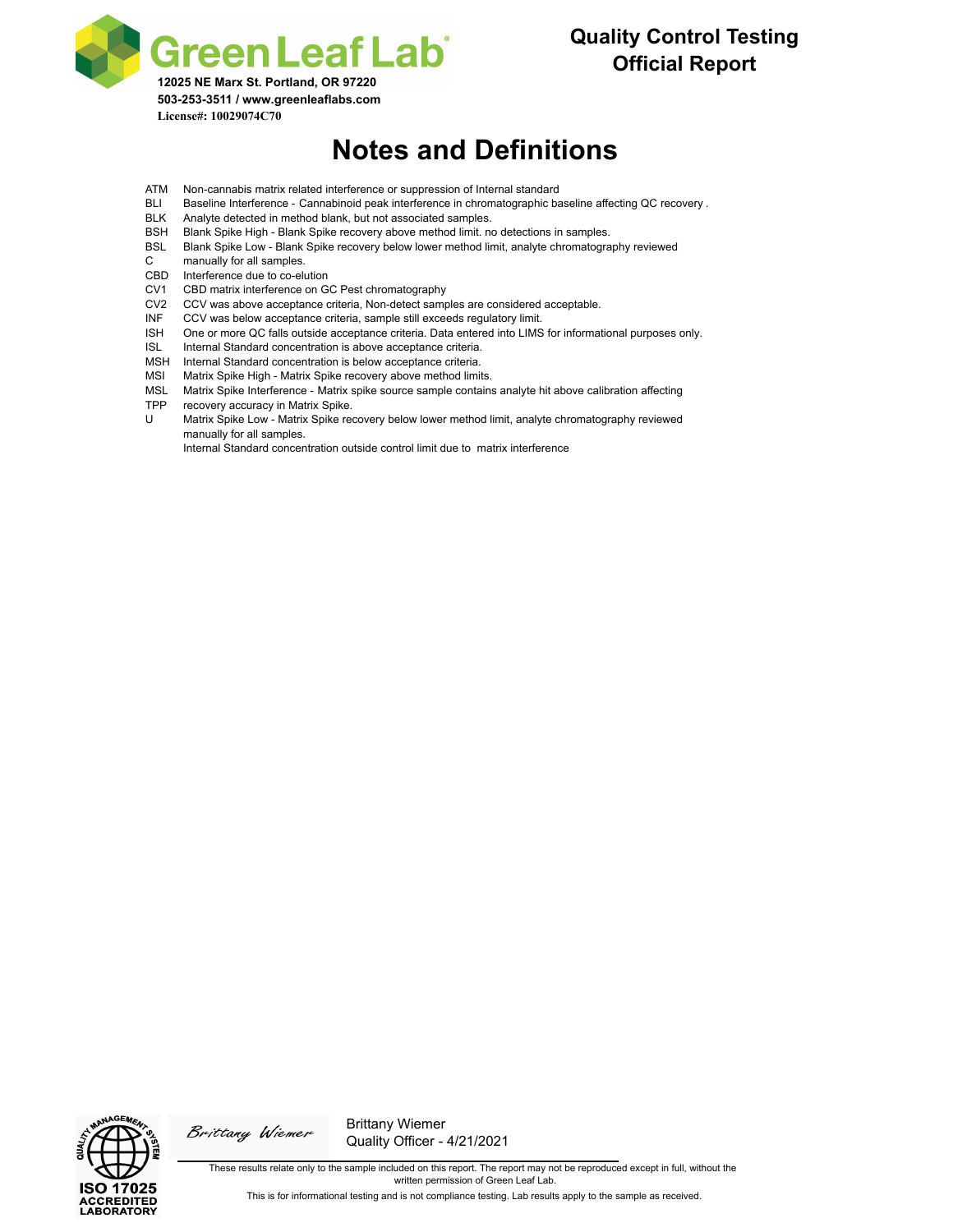# Notes and Definitions

| | |
|---|---|
| ATM | Non-cannabis matrix related interference or suppression of Internal standard |
| BLI | Baseline Interference - Cannabinoid peak interference in chromatographic baseline affecting QC recovery . |
| BLK | Analyte detected in method blank, but not associated samples. |
| BSH | Blank Spike High - Blank Spike recovery above method limit. no detections in samples. |
| BSL | Blank Spike Low - Blank Spike recovery below lower method limit, analyte chromatography reviewed |
| C | manually for all samples. |
| CBD | Interference due to co-elution |
| CV1 | CBD matrix interference on GC Pest chromatography |
| CV2 | CCV was above acceptance criteria, Non-detect samples are considered acceptable. |
| INF | CCV was below acceptance criteria, sample still exceeds regulatory limit. |
| ISH | One or more QC falls outside acceptance criteria. Data entered into LIMS for informational purposes only. |
| ISL | Internal Standard concentration is above acceptance criteria. |
| MSH | Internal Standard concentration is below acceptance criteria. |
| MSI | Matrix Spike High - Matrix Spike recovery above method limits. |
| MSL | Matrix Spike Interference - Matrix spike source sample contains analyte hit above calibration affecting |
| TPP | recovery accuracy in Matrix Spike. |
| U | Matrix Spike Low - Matrix Spike recovery below lower method limit, analyte chromatography reviewed manually for all samples. |
| | Internal Standard concentration outside control limit due to matrix interference |

Brittany Wiemer
Quality Officer - 4/21/2021

These results relate only to the sample included on this report. The report may not be reproduced except in full, without the written permission of Green Leaf Lab.

This is for informational testing and is not compliance testing. Lab results apply to the sample as received.